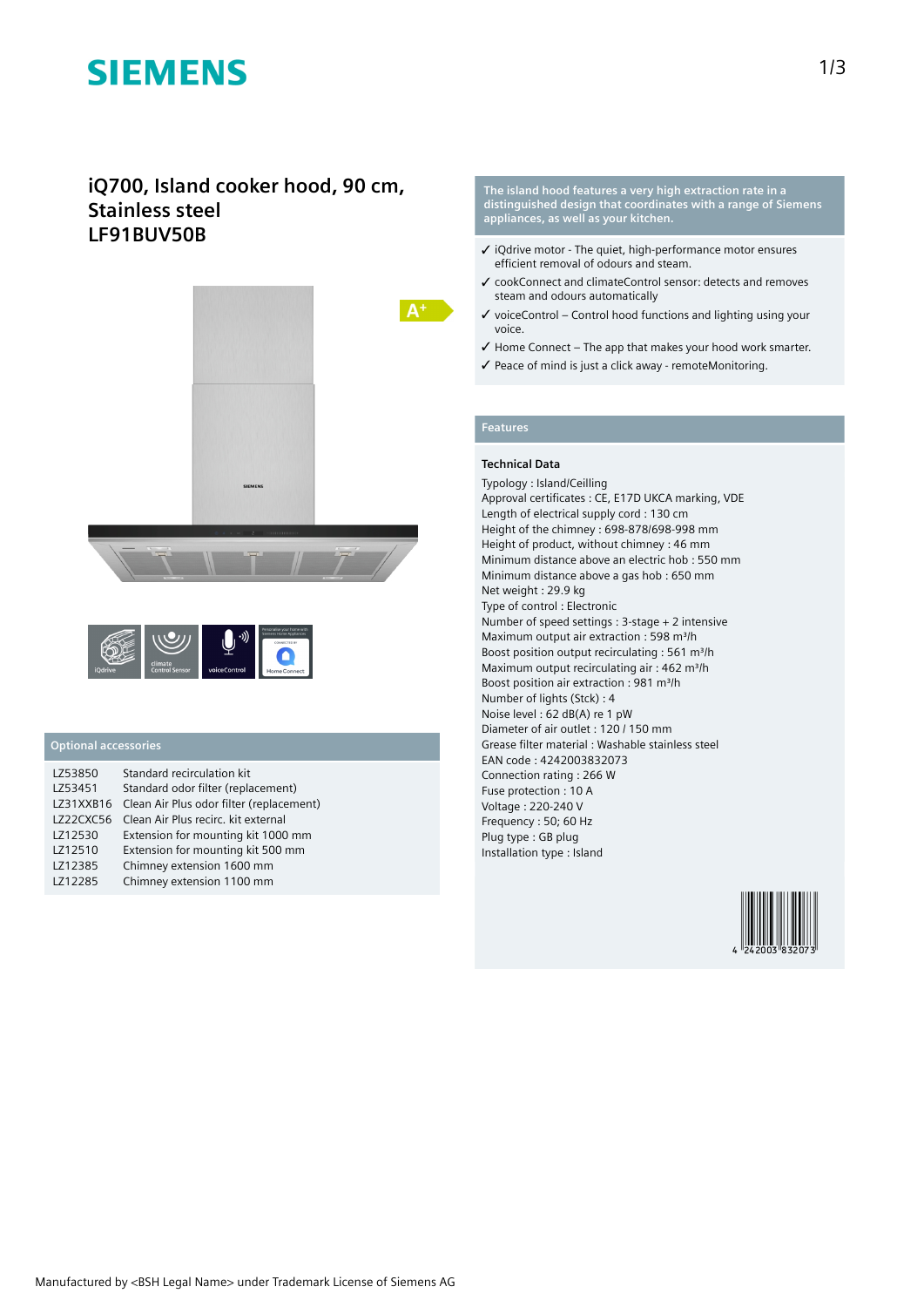# iQ700, Island cooker hood, 90 cm, Stainless steel
# LF91BUV50B

A+

iQdrive | climate Control Sensor | voiceControl | Home Connect

## Optional accessories

| | |
|---|---|
| LZ53850 | Standard recirculation kit |
| LZ53451 | Standard odor filter (replacement) |
| LZ31XXB16 | Clean Air Plus odor filter (replacement) |
| LZ22CXC56 | Clean Air Plus recirc. kit external |
| LZ12530 | Extension for mounting kit 1000 mm |
| LZ12510 | Extension for mounting kit 500 mm |
| LZ12385 | Chimney extension 1600 mm |
| LZ12285 | Chimney extension 1100 mm |

**The island hood features a very high extraction rate in a distinguished design that coordinates with a range of Siemens appliances, as well as your kitchen.**

- ✓ iQdrive motor - The quiet, high-performance motor ensures efficient removal of odours and steam.
- ✓ cookConnect and climateControl sensor: detects and removes steam and odours automatically
- ✓ voiceControl – Control hood functions and lighting using your voice.
- ✓ Home Connect – The app that makes your hood work smarter.
- ✓ Peace of mind is just a click away - remoteMonitoring.

## Features

### Technical Data

Typology : Island/Ceilling
Approval certificates : CE, E17D UKCA marking, VDE
Length of electrical supply cord : 130 cm
Height of the chimney : 698-878/698-998 mm
Height of product, without chimney : 46 mm
Minimum distance above an electric hob : 550 mm
Minimum distance above a gas hob : 650 mm
Net weight : 29.9 kg
Type of control : Electronic
Number of speed settings : 3-stage + 2 intensive
Maximum output air extraction : 598 m³/h
Boost position output recirculating : 561 m³/h
Maximum output recirculating air : 462 m³/h
Boost position air extraction : 981 m³/h
Number of lights (Stck) : 4
Noise level : 62 dB(A) re 1 pW
Diameter of air outlet : 120 / 150 mm
Grease filter material : Washable stainless steel
EAN code : 4242003832073
Connection rating : 266 W
Fuse protection : 10 A
Voltage : 220-240 V
Frequency : 50; 60 Hz
Plug type : GB plug
Installation type : Island

4 242003 832073

Manufactured by <BSH Legal Name> under Trademark License of Siemens AG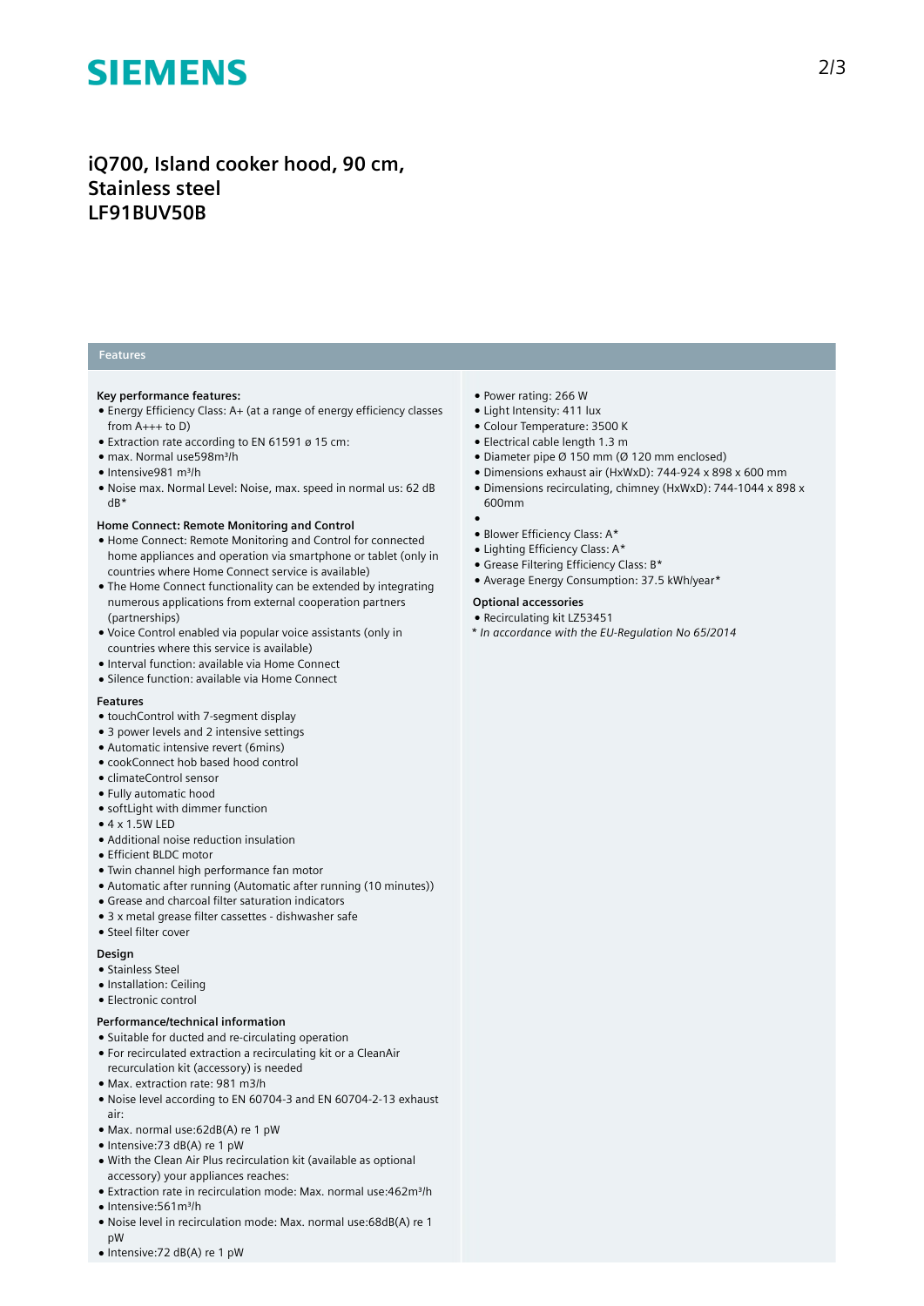# iQ700, Island cooker hood, 90 cm, Stainless steel LF91BUV50B

## Features

**Key performance features:**

- Energy Efficiency Class: A+ (at a range of energy efficiency classes from A+++ to D)
- Extraction rate according to EN 61591 ø 15 cm:
- max. Normal use598m³/h
- Intensive981 m³/h
- Noise max. Normal Level: Noise, max. speed in normal us: 62 dB dB*

**Home Connect: Remote Monitoring and Control**

- Home Connect: Remote Monitoring and Control for connected home appliances and operation via smartphone or tablet (only in countries where Home Connect service is available)
- The Home Connect functionality can be extended by integrating numerous applications from external cooperation partners (partnerships)
- Voice Control enabled via popular voice assistants (only in countries where this service is available)
- Interval function: available via Home Connect
- Silence function: available via Home Connect

**Features**

- touchControl with 7-segment display
- 3 power levels and 2 intensive settings
- Automatic intensive revert (6mins)
- cookConnect hob based hood control
- climateControl sensor
- Fully automatic hood
- softLight with dimmer function
- 4 x 1.5W LED
- Additional noise reduction insulation
- Efficient BLDC motor
- Twin channel high performance fan motor
- Automatic after running (Automatic after running (10 minutes))
- Grease and charcoal filter saturation indicators
- 3 x metal grease filter cassettes - dishwasher safe
- Steel filter cover

**Design**

- Stainless Steel
- Installation: Ceiling
- Electronic control

**Performance/technical information**

- Suitable for ducted and re-circulating operation
- For recirculated extraction a recirculating kit or a CleanAir recurculation kit (accessory) is needed
- Max. extraction rate: 981 m3/h
- Noise level according to EN 60704-3 and EN 60704-2-13 exhaust air:
- Max. normal use:62dB(A) re 1 pW
- Intensive:73 dB(A) re 1 pW
- With the Clean Air Plus recirculation kit (available as optional accessory) your appliances reaches:
- Extraction rate in recirculation mode: Max. normal use:462m³/h
- Intensive:561m³/h
- Noise level in recirculation mode: Max. normal use:68dB(A) re 1 pW
- Intensive:72 dB(A) re 1 pW
- Power rating: 266 W
- Light Intensity: 411 lux
- Colour Temperature: 3500 K
- Electrical cable length 1.3 m
- Diameter pipe Ø 150 mm (Ø 120 mm enclosed)
- Dimensions exhaust air (HxWxD): 744-924 x 898 x 600 mm
- Dimensions recirculating, chimney (HxWxD): 744-1044 x 898 x 600mm
- 
- Blower Efficiency Class: A*
- Lighting Efficiency Class: A*
- Grease Filtering Efficiency Class: B*
- Average Energy Consumption: 37.5 kWh/year*

**Optional accessories**

- Recirculating kit LZ53451

*\* In accordance with the EU-Regulation No 65/2014*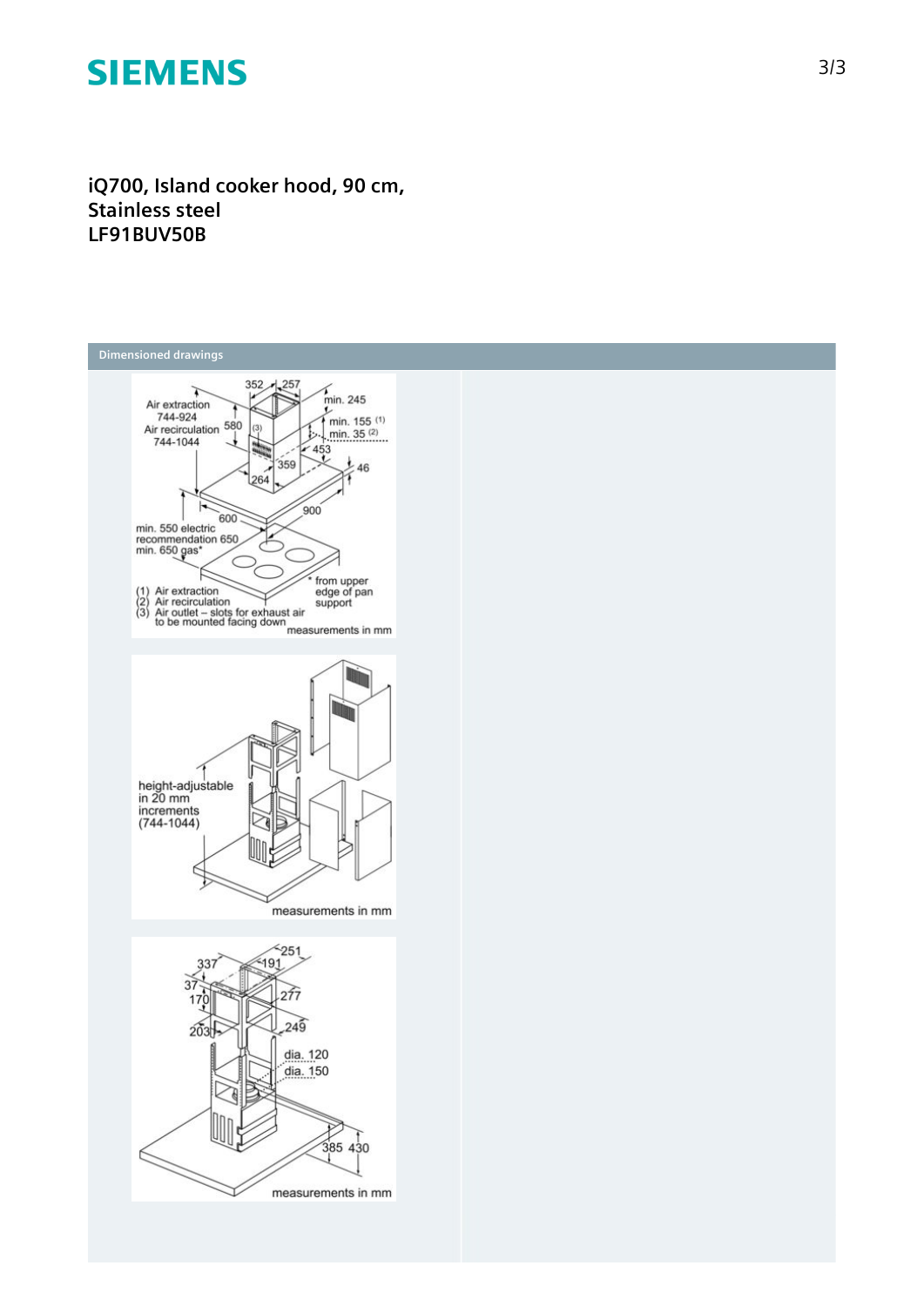# iQ700, Island cooker hood, 90 cm, Stainless steel LF91BUV50B

## Dimensioned drawings

352
257
Air extraction
744-924
Air recirculation
744-1044
580
(3)
min. 245
min. 155 (1)
min. 35 (2)
453
359
46
264
900
600
min. 550 electric
recommendation 650
min. 650 gas*
\* from upper edge of pan support
(1) Air extraction
(2) Air recirculation
(3) Air outlet – slots for exhaust air to be mounted facing down
measurements in mm

height-adjustable in 20 mm increments (744-1044)
measurements in mm

337
251
191
37
170
277
203
249
dia. 120
dia. 150
385
430
measurements in mm